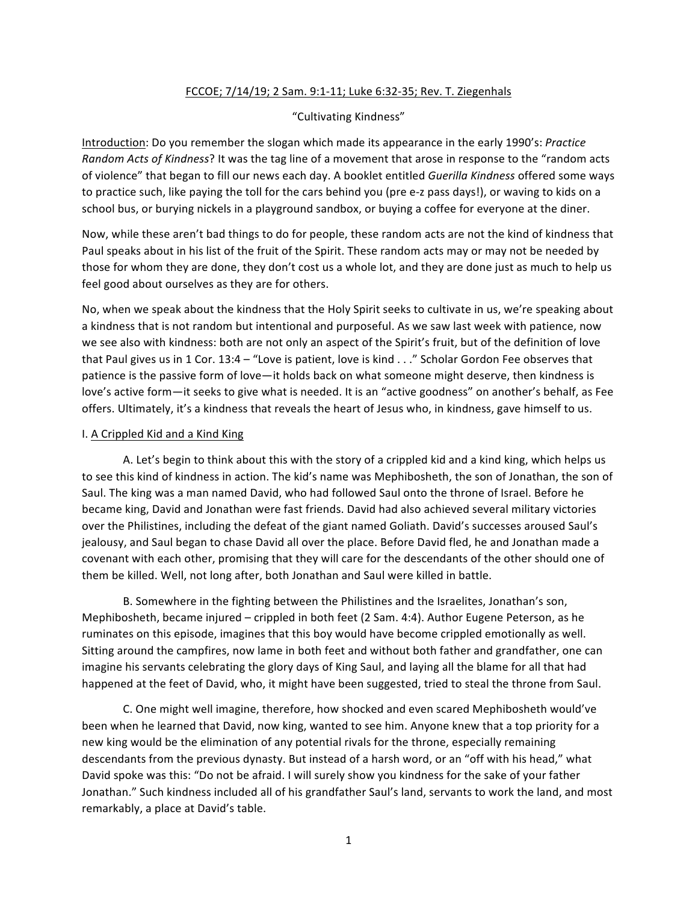<u>FCCOE; 7/14/19; 2 Sam. 9:1-11; Luke 6:32-35; Rev. T. Ziegenhals</u>

"Cultivating Kindness"

<u>Introduction</u>: Do you remember the slogan which made its appearance in the early 1990's: *Practice Random Acts of Kindness*? It was the tag line of a movement that arose in response to the "random acts of violence" that began to fill our news each day. A booklet entitled *Guerilla Kindness* offered some ways to practice such, like paying the toll for the cars behind you (pre e-z pass days!), or waving to kids on a school bus, or burying nickels in a playground sandbox, or buying a coffee for everyone at the diner.

Now, while these aren't bad things to do for people, these random acts are not the kind of kindness that Paul speaks about in his list of the fruit of the Spirit. These random acts may or may not be needed by those for whom they are done, they don't cost us a whole lot, and they are done just as much to help us feel good about ourselves as they are for others.

No, when we speak about the kindness that the Holy Spirit seeks to cultivate in us, we're speaking about a kindness that is not random but intentional and purposeful. As we saw last week with patience, now we see also with kindness: both are not only an aspect of the Spirit's fruit, but of the definition of love that Paul gives us in 1 Cor. 13:4 – "Love is patient, love is kind . . ." Scholar Gordon Fee observes that patience is the passive form of love—it holds back on what someone might deserve, then kindness is love's active form—it seeks to give what is needed. It is an "active goodness" on another's behalf, as Fee offers. Ultimately, it's a kindness that reveals the heart of Jesus who, in kindness, gave himself to us.

I. <u>A Crippled Kid and a Kind King</u>

A. Let's begin to think about this with the story of a crippled kid and a kind king, which helps us to see this kind of kindness in action. The kid's name was Mephibosheth, the son of Jonathan, the son of Saul. The king was a man named David, who had followed Saul onto the throne of Israel. Before he became king, David and Jonathan were fast friends. David had also achieved several military victories over the Philistines, including the defeat of the giant named Goliath. David's successes aroused Saul's jealousy, and Saul began to chase David all over the place. Before David fled, he and Jonathan made a covenant with each other, promising that they will care for the descendants of the other should one of them be killed. Well, not long after, both Jonathan and Saul were killed in battle.

B. Somewhere in the fighting between the Philistines and the Israelites, Jonathan's son, Mephibosheth, became injured – crippled in both feet (2 Sam. 4:4). Author Eugene Peterson, as he ruminates on this episode, imagines that this boy would have become crippled emotionally as well. Sitting around the campfires, now lame in both feet and without both father and grandfather, one can imagine his servants celebrating the glory days of King Saul, and laying all the blame for all that had happened at the feet of David, who, it might have been suggested, tried to steal the throne from Saul.

C. One might well imagine, therefore, how shocked and even scared Mephibosheth would've been when he learned that David, now king, wanted to see him. Anyone knew that a top priority for a new king would be the elimination of any potential rivals for the throne, especially remaining descendants from the previous dynasty. But instead of a harsh word, or an "off with his head," what David spoke was this: "Do not be afraid. I will surely show you kindness for the sake of your father Jonathan." Such kindness included all of his grandfather Saul's land, servants to work the land, and most remarkably, a place at David's table.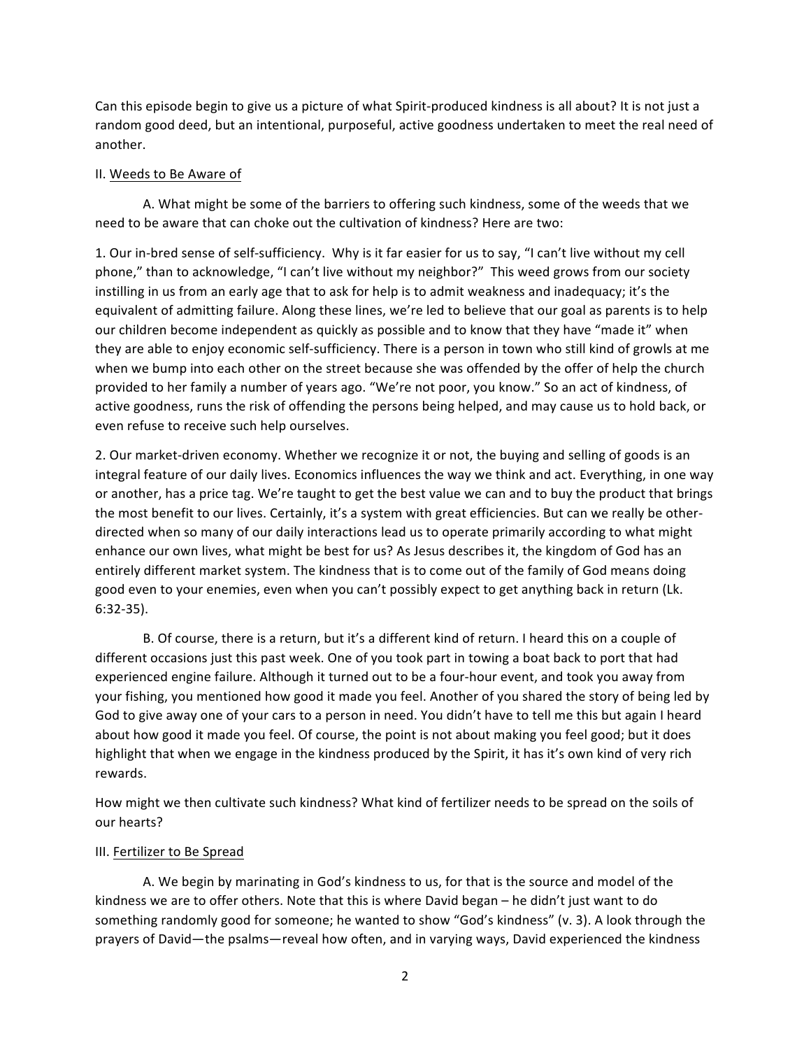Can this episode begin to give us a picture of what Spirit-produced kindness is all about? It is not just a random good deed, but an intentional, purposeful, active goodness undertaken to meet the real need of another.

II. <u>Weeds to Be Aware of</u>

A. What might be some of the barriers to offering such kindness, some of the weeds that we need to be aware that can choke out the cultivation of kindness? Here are two:

1. Our in-bred sense of self-sufficiency. Why is it far easier for us to say, "I can't live without my cell phone," than to acknowledge, "I can't live without my neighbor?" This weed grows from our society instilling in us from an early age that to ask for help is to admit weakness and inadequacy; it's the equivalent of admitting failure. Along these lines, we're led to believe that our goal as parents is to help our children become independent as quickly as possible and to know that they have "made it" when they are able to enjoy economic self-sufficiency. There is a person in town who still kind of growls at me when we bump into each other on the street because she was offended by the offer of help the church provided to her family a number of years ago. "We're not poor, you know." So an act of kindness, of active goodness, runs the risk of offending the persons being helped, and may cause us to hold back, or even refuse to receive such help ourselves.

2. Our market-driven economy. Whether we recognize it or not, the buying and selling of goods is an integral feature of our daily lives. Economics influences the way we think and act. Everything, in one way or another, has a price tag. We're taught to get the best value we can and to buy the product that brings the most benefit to our lives. Certainly, it's a system with great efficiencies. But can we really be other-directed when so many of our daily interactions lead us to operate primarily according to what might enhance our own lives, what might be best for us? As Jesus describes it, the kingdom of God has an entirely different market system. The kindness that is to come out of the family of God means doing good even to your enemies, even when you can't possibly expect to get anything back in return (Lk. 6:32-35).

B. Of course, there is a return, but it's a different kind of return. I heard this on a couple of different occasions just this past week. One of you took part in towing a boat back to port that had experienced engine failure. Although it turned out to be a four-hour event, and took you away from your fishing, you mentioned how good it made you feel. Another of you shared the story of being led by God to give away one of your cars to a person in need. You didn't have to tell me this but again I heard about how good it made you feel. Of course, the point is not about making you feel good; but it does highlight that when we engage in the kindness produced by the Spirit, it has it's own kind of very rich rewards.

How might we then cultivate such kindness? What kind of fertilizer needs to be spread on the soils of our hearts?

III. <u>Fertilizer to Be Spread</u>

A. We begin by marinating in God's kindness to us, for that is the source and model of the kindness we are to offer others. Note that this is where David began – he didn't just want to do something randomly good for someone; he wanted to show "God's kindness" (v. 3). A look through the prayers of David—the psalms—reveal how often, and in varying ways, David experienced the kindness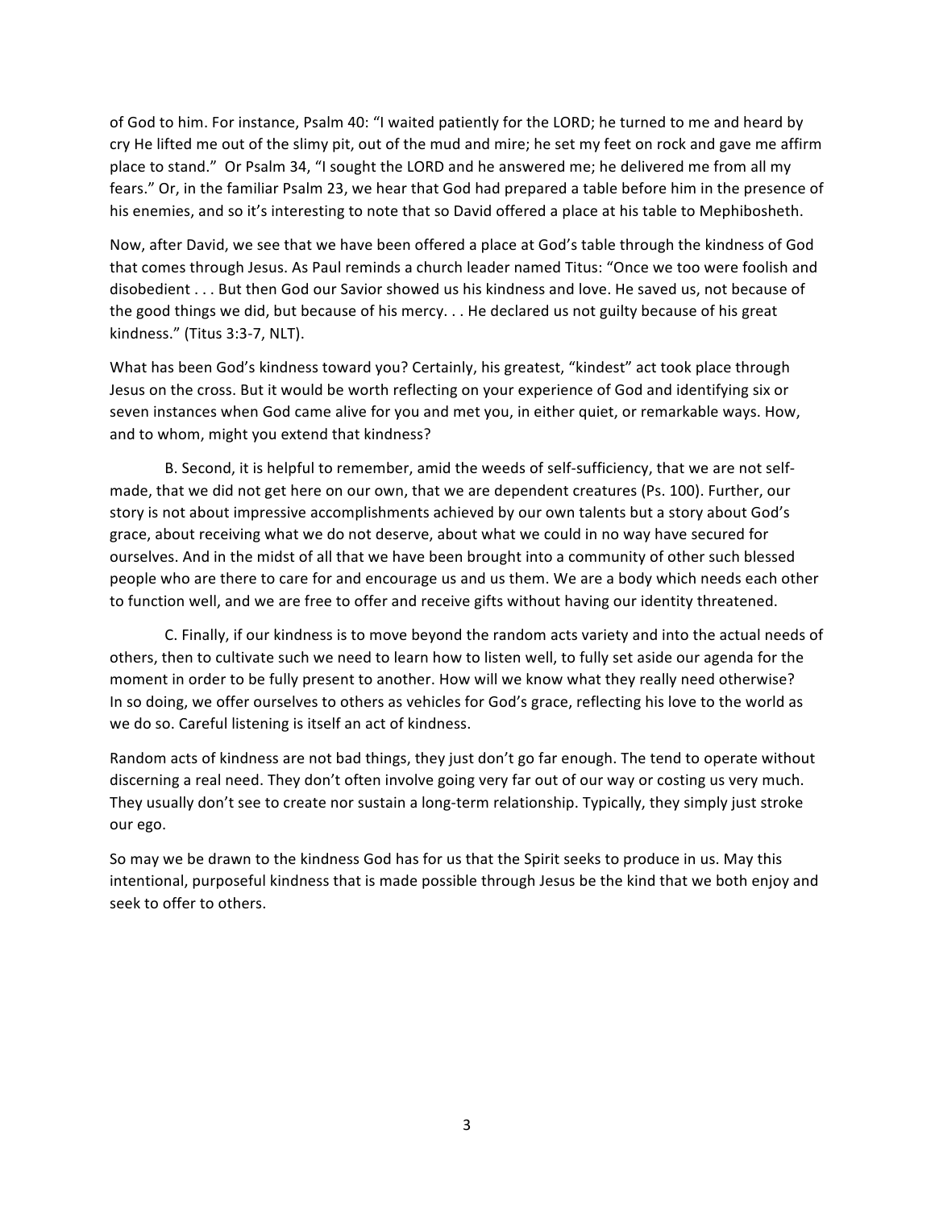of God to him. For instance, Psalm 40: "I waited patiently for the LORD; he turned to me and heard by cry He lifted me out of the slimy pit, out of the mud and mire; he set my feet on rock and gave me affirm place to stand." Or Psalm 34, "I sought the LORD and he answered me; he delivered me from all my fears." Or, in the familiar Psalm 23, we hear that God had prepared a table before him in the presence of his enemies, and so it's interesting to note that so David offered a place at his table to Mephibosheth.

Now, after David, we see that we have been offered a place at God's table through the kindness of God that comes through Jesus. As Paul reminds a church leader named Titus: "Once we too were foolish and disobedient . . . But then God our Savior showed us his kindness and love. He saved us, not because of the good things we did, but because of his mercy. . . He declared us not guilty because of his great kindness." (Titus 3:3-7, NLT).

What has been God's kindness toward you? Certainly, his greatest, "kindest" act took place through Jesus on the cross. But it would be worth reflecting on your experience of God and identifying six or seven instances when God came alive for you and met you, in either quiet, or remarkable ways. How, and to whom, might you extend that kindness?

B. Second, it is helpful to remember, amid the weeds of self-sufficiency, that we are not self-made, that we did not get here on our own, that we are dependent creatures (Ps. 100). Further, our story is not about impressive accomplishments achieved by our own talents but a story about God's grace, about receiving what we do not deserve, about what we could in no way have secured for ourselves. And in the midst of all that we have been brought into a community of other such blessed people who are there to care for and encourage us and us them. We are a body which needs each other to function well, and we are free to offer and receive gifts without having our identity threatened.

C. Finally, if our kindness is to move beyond the random acts variety and into the actual needs of others, then to cultivate such we need to learn how to listen well, to fully set aside our agenda for the moment in order to be fully present to another. How will we know what they really need otherwise? In so doing, we offer ourselves to others as vehicles for God's grace, reflecting his love to the world as we do so. Careful listening is itself an act of kindness.

Random acts of kindness are not bad things, they just don't go far enough. The tend to operate without discerning a real need. They don't often involve going very far out of our way or costing us very much. They usually don't see to create nor sustain a long-term relationship. Typically, they simply just stroke our ego.

So may we be drawn to the kindness God has for us that the Spirit seeks to produce in us. May this intentional, purposeful kindness that is made possible through Jesus be the kind that we both enjoy and seek to offer to others.